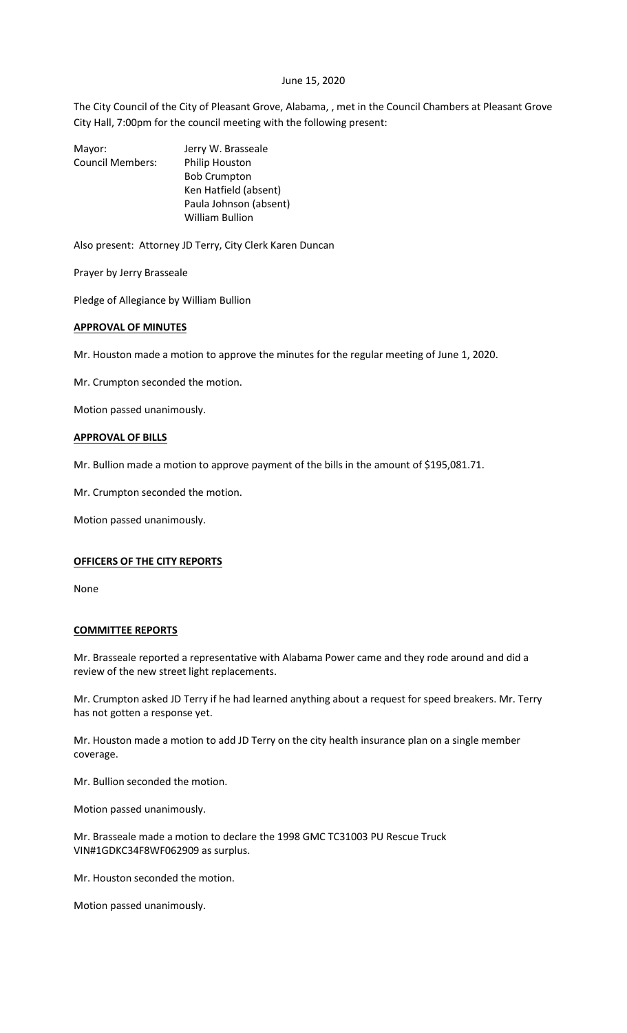June 15, 2020

The City Council of the City of Pleasant Grove, Alabama, , met in the Council Chambers at Pleasant Grove City Hall, 7:00pm for the council meeting with the following present:

| | |
|---|---|
| Mayor: | Jerry W. Brasseale |
| Council Members: | Philip Houston |
| | Bob Crumpton |
| | Ken Hatfield (absent) |
| | Paula Johnson (absent) |
| | William Bullion |

Also present: Attorney JD Terry, City Clerk Karen Duncan

Prayer by Jerry Brasseale

Pledge of Allegiance by William Bullion

**APPROVAL OF MINUTES**

Mr. Houston made a motion to approve the minutes for the regular meeting of June 1, 2020.

Mr. Crumpton seconded the motion.

Motion passed unanimously.

**APPROVAL OF BILLS**

Mr. Bullion made a motion to approve payment of the bills in the amount of $195,081.71.

Mr. Crumpton seconded the motion.

Motion passed unanimously.

**OFFICERS OF THE CITY REPORTS**

None

**COMMITTEE REPORTS**

Mr. Brasseale reported a representative with Alabama Power came and they rode around and did a review of the new street light replacements.

Mr. Crumpton asked JD Terry if he had learned anything about a request for speed breakers. Mr. Terry has not gotten a response yet.

Mr. Houston made a motion to add JD Terry on the city health insurance plan on a single member coverage.

Mr. Bullion seconded the motion.

Motion passed unanimously.

Mr. Brasseale made a motion to declare the 1998 GMC TC31003 PU Rescue Truck VIN#1GDKC34F8WF062909 as surplus.

Mr. Houston seconded the motion.

Motion passed unanimously.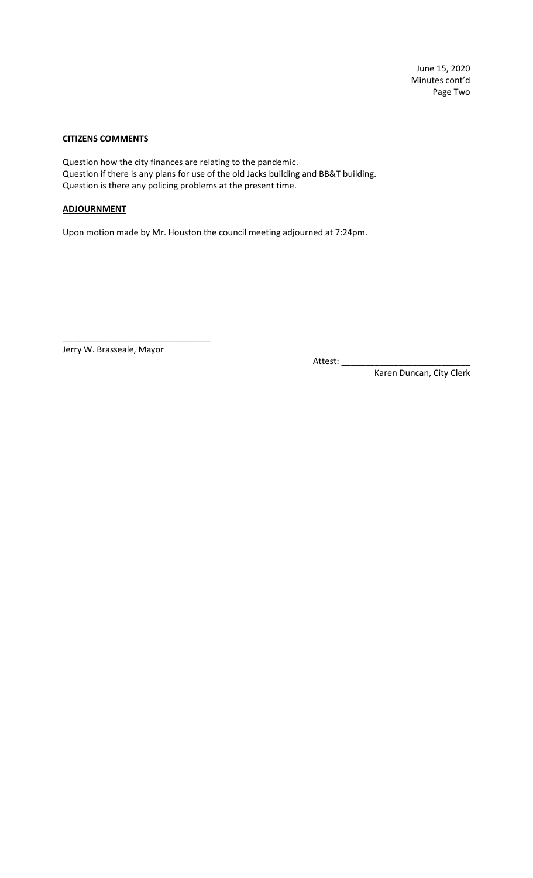June 15, 2020
Minutes cont'd
Page Two

**CITIZENS COMMENTS**

Question how the city finances are relating to the pandemic.
Question if there is any plans for use of the old Jacks building and BB&T building.
Question is there any policing problems at the present time.

**ADJOURNMENT**

Upon motion made by Mr. Houston the council meeting adjourned at 7:24pm.

______________________________
Jerry W. Brasseale, Mayor

Attest: __________________________
Karen Duncan, City Clerk